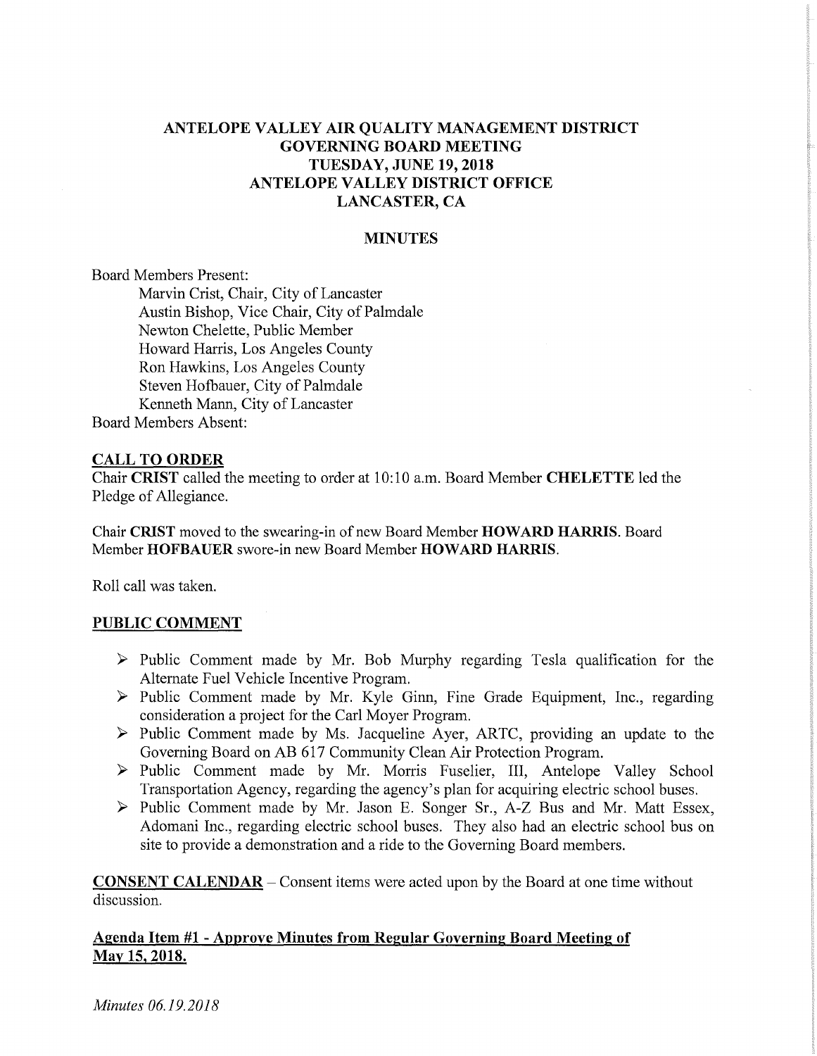# ANTELOPE VALLEY AIR QUALITY MANAGEMENT DISTRICT GOVERNING BOARD MEETING TUESDAY, JUNE 19, 2018 ANTELOPE VALLEY DISTRICT OFFICE LANCASTER, CA

## MINUTES

Board Members Present:

Marvin Crist, Chair, City of Lancaster
Austin Bishop, Vice Chair, City of Palmdale
Newton Chelette, Public Member
Howard Harris, Los Angeles County
Ron Hawkins, Los Angeles County
Steven Hofbauer, City of Palmdale
Kenneth Mann, City of Lancaster

Board Members Absent:

## CALL TO ORDER

Chair **CRIST** called the meeting to order at 10:10 a.m. Board Member **CHELETTE** led the Pledge of Allegiance.

Chair **CRIST** moved to the swearing-in of new Board Member **HOWARD HARRIS**. Board Member **HOFBAUER** swore-in new Board Member **HOWARD HARRIS**.

Roll call was taken.

## PUBLIC COMMENT

- Public Comment made by Mr. Bob Murphy regarding Tesla qualification for the Alternate Fuel Vehicle Incentive Program.
- Public Comment made by Mr. Kyle Ginn, Fine Grade Equipment, Inc., regarding consideration a project for the Carl Moyer Program.
- Public Comment made by Ms. Jacqueline Ayer, ARTC, providing an update to the Governing Board on AB 617 Community Clean Air Protection Program.
- Public Comment made by Mr. Morris Fuselier, III, Antelope Valley School Transportation Agency, regarding the agency's plan for acquiring electric school buses.
- Public Comment made by Mr. Jason E. Songer Sr., A-Z Bus and Mr. Matt Essex, Adomani Inc., regarding electric school buses. They also had an electric school bus on site to provide a demonstration and a ride to the Governing Board members.

**CONSENT CALENDAR** – Consent items were acted upon by the Board at one time without discussion.

## Agenda Item #1 - Approve Minutes from Regular Governing Board Meeting of May 15, 2018.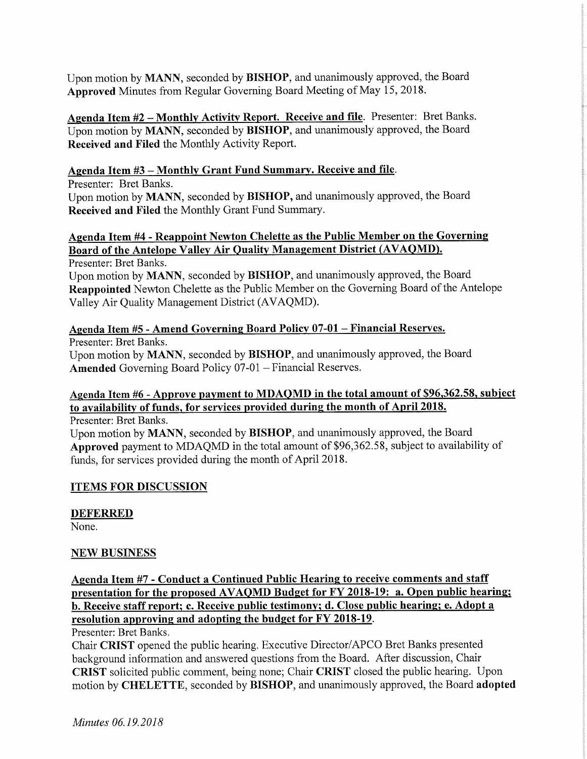Upon motion by **MANN**, seconded by **BISHOP**, and unanimously approved, the Board **Approved** Minutes from Regular Governing Board Meeting of May 15, 2018.

**Agenda Item #2 – Monthly Activity Report. Receive and file**. Presenter: Bret Banks.
Upon motion by **MANN**, seconded by **BISHOP**, and unanimously approved, the Board **Received and Filed** the Monthly Activity Report.

**Agenda Item #3 – Monthly Grant Fund Summary. Receive and file**.
Presenter: Bret Banks.
Upon motion by **MANN**, seconded by **BISHOP,** and unanimously approved, the Board **Received and Filed** the Monthly Grant Fund Summary.

**Agenda Item #4 - Reappoint Newton Chelette as the Public Member on the Governing Board of the Antelope Valley Air Quality Management District (AVAQMD).**
Presenter: Bret Banks.
Upon motion by **MANN**, seconded by **BISHOP**, and unanimously approved, the Board **Reappointed** Newton Chelette as the Public Member on the Governing Board of the Antelope Valley Air Quality Management District (AVAQMD).

**Agenda Item #5 - Amend Governing Board Policy 07-01 – Financial Reserves.**
Presenter: Bret Banks.
Upon motion by **MANN**, seconded by **BISHOP**, and unanimously approved, the Board **Amended** Governing Board Policy 07-01 – Financial Reserves.

**Agenda Item #6 - Approve payment to MDAQMD in the total amount of $96,362.58, subject to availability of funds, for services provided during the month of April 2018.**
Presenter: Bret Banks.
Upon motion by **MANN**, seconded by **BISHOP**, and unanimously approved, the Board **Approved** payment to MDAQMD in the total amount of $96,362.58, subject to availability of funds, for services provided during the month of April 2018.

## ITEMS FOR DISCUSSION

### DEFERRED

None.

### NEW BUSINESS

**Agenda Item #7 - Conduct a Continued Public Hearing to receive comments and staff presentation for the proposed AVAQMD Budget for FY 2018-19: a. Open public hearing; b. Receive staff report; c. Receive public testimony; d. Close public hearing; e. Adopt a resolution approving and adopting the budget for FY 2018-19**.
Presenter: Bret Banks.
Chair **CRIST** opened the public hearing. Executive Director/APCO Bret Banks presented background information and answered questions from the Board. After discussion, Chair **CRIST** solicited public comment, being none; Chair **CRIST** closed the public hearing. Upon motion by **CHELETTE**, seconded by **BISHOP**, and unanimously approved, the Board **adopted**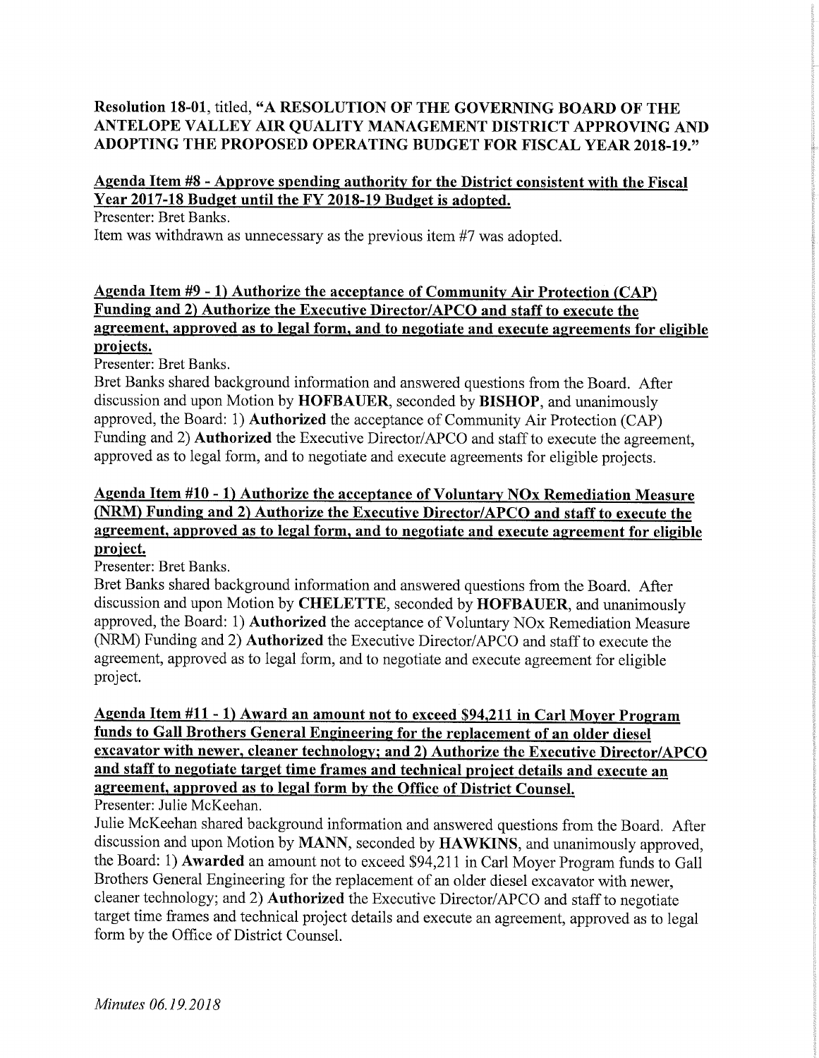**Resolution 18-01**, titled, **"A RESOLUTION OF THE GOVERNING BOARD OF THE ANTELOPE VALLEY AIR QUALITY MANAGEMENT DISTRICT APPROVING AND ADOPTING THE PROPOSED OPERATING BUDGET FOR FISCAL YEAR 2018-19."**

**Agenda Item #8 - Approve spending authority for the District consistent with the Fiscal Year 2017-18 Budget until the FY 2018-19 Budget is adopted.**

Presenter: Bret Banks.

Item was withdrawn as unnecessary as the previous item #7 was adopted.

**Agenda Item #9 - 1) Authorize the acceptance of Community Air Protection (CAP) Funding and 2) Authorize the Executive Director/APCO and staff to execute the agreement, approved as to legal form, and to negotiate and execute agreements for eligible projects.**

Presenter: Bret Banks.

Bret Banks shared background information and answered questions from the Board. After discussion and upon Motion by **HOFBAUER**, seconded by **BISHOP**, and unanimously approved, the Board: 1) **Authorized** the acceptance of Community Air Protection (CAP) Funding and 2) **Authorized** the Executive Director/APCO and staff to execute the agreement, approved as to legal form, and to negotiate and execute agreements for eligible projects.

**Agenda Item #10 - 1) Authorize the acceptance of Voluntary NOx Remediation Measure (NRM) Funding and 2) Authorize the Executive Director/APCO and staff to execute the agreement, approved as to legal form, and to negotiate and execute agreement for eligible project.**

Presenter: Bret Banks.

Bret Banks shared background information and answered questions from the Board. After discussion and upon Motion by **CHELETTE**, seconded by **HOFBAUER**, and unanimously approved, the Board: 1) **Authorized** the acceptance of Voluntary NOx Remediation Measure (NRM) Funding and 2) **Authorized** the Executive Director/APCO and staff to execute the agreement, approved as to legal form, and to negotiate and execute agreement for eligible project.

**Agenda Item #11 - 1) Award an amount not to exceed $94,211 in Carl Moyer Program funds to Gall Brothers General Engineering for the replacement of an older diesel excavator with newer, cleaner technology; and 2) Authorize the Executive Director/APCO and staff to negotiate target time frames and technical project details and execute an agreement, approved as to legal form by the Office of District Counsel.**

Presenter: Julie McKeehan.

Julie McKeehan shared background information and answered questions from the Board. After discussion and upon Motion by **MANN**, seconded by **HAWKINS**, and unanimously approved, the Board: 1) **Awarded** an amount not to exceed $94,211 in Carl Moyer Program funds to Gall Brothers General Engineering for the replacement of an older diesel excavator with newer, cleaner technology; and 2) **Authorized** the Executive Director/APCO and staff to negotiate target time frames and technical project details and execute an agreement, approved as to legal form by the Office of District Counsel.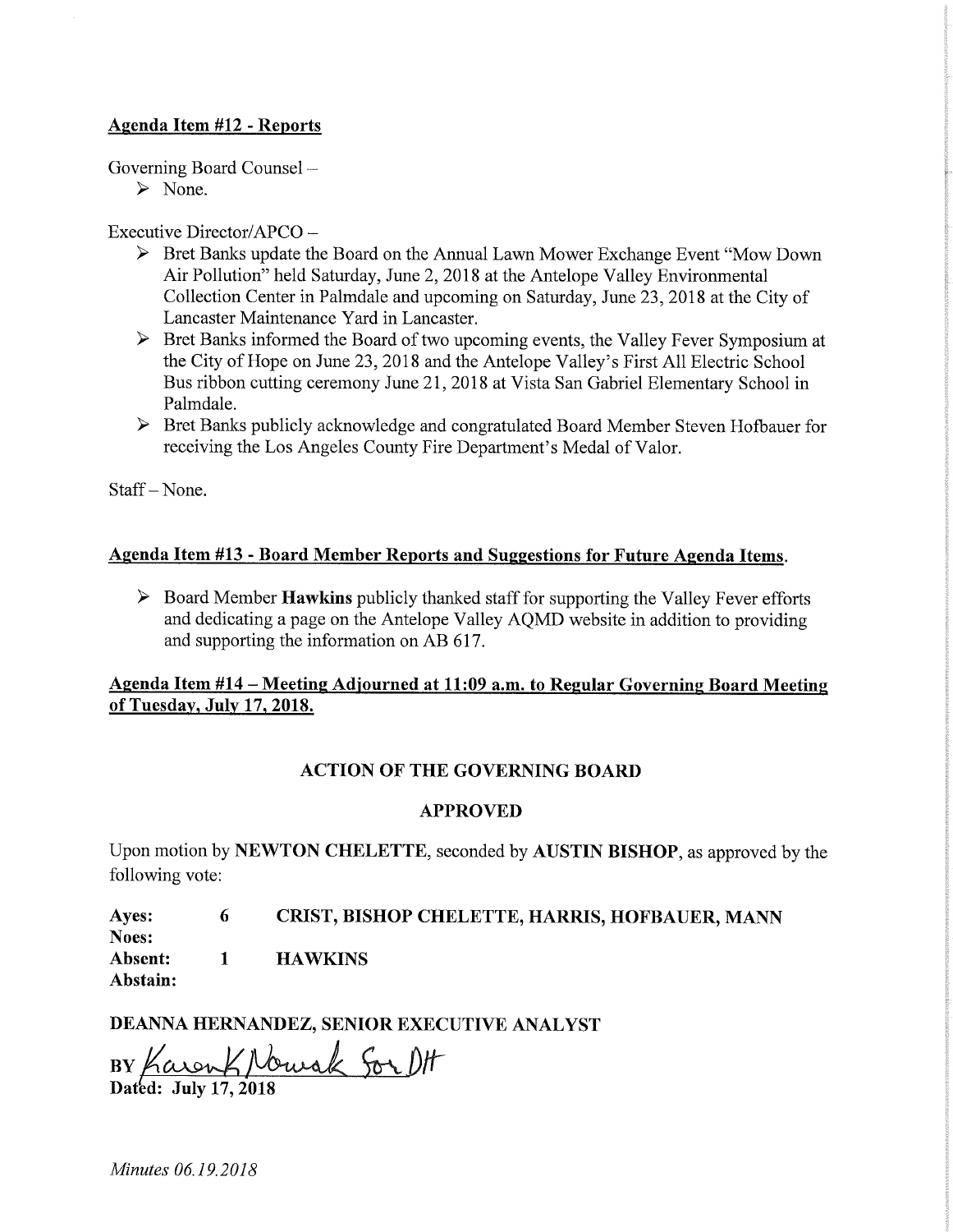**<u>Agenda Item #12 - Reports</u>**

Governing Board Counsel –

- None.

Executive Director/APCO –

- Bret Banks update the Board on the Annual Lawn Mower Exchange Event "Mow Down Air Pollution" held Saturday, June 2, 2018 at the Antelope Valley Environmental Collection Center in Palmdale and upcoming on Saturday, June 23, 2018 at the City of Lancaster Maintenance Yard in Lancaster.
- Bret Banks informed the Board of two upcoming events, the Valley Fever Symposium at the City of Hope on June 23, 2018 and the Antelope Valley's First All Electric School Bus ribbon cutting ceremony June 21, 2018 at Vista San Gabriel Elementary School in Palmdale.
- Bret Banks publicly acknowledge and congratulated Board Member Steven Hofbauer for receiving the Los Angeles County Fire Department's Medal of Valor.

Staff – None.

**<u>Agenda Item #13 - Board Member Reports and Suggestions for Future Agenda Items</u>.**

- Board Member **Hawkins** publicly thanked staff for supporting the Valley Fever efforts and dedicating a page on the Antelope Valley AQMD website in addition to providing and supporting the information on AB 617.

**<u>Agenda Item #14 – Meeting Adjourned at 11:09 a.m. to Regular Governing Board Meeting of Tuesday, July 17, 2018.</u>**

**ACTION OF THE GOVERNING BOARD**

**APPROVED**

Upon motion by **NEWTON CHELETTE**, seconded by **AUSTIN BISHOP**, as approved by the following vote:

| | | |
|---|---|---|
| **Ayes:** | **6** | **CRIST, BISHOP CHELETTE, HARRIS, HOFBAUER, MANN** |
| **Noes:** | | |
| **Absent:** | **1** | **HAWKINS** |
| **Abstain:** | | |

**DEANNA HERNANDEZ, SENIOR EXECUTIVE ANALYST**

**BY** Karen K Nowak for DH

**Dated: July 17, 2018**

*Minutes 06.19.2018*